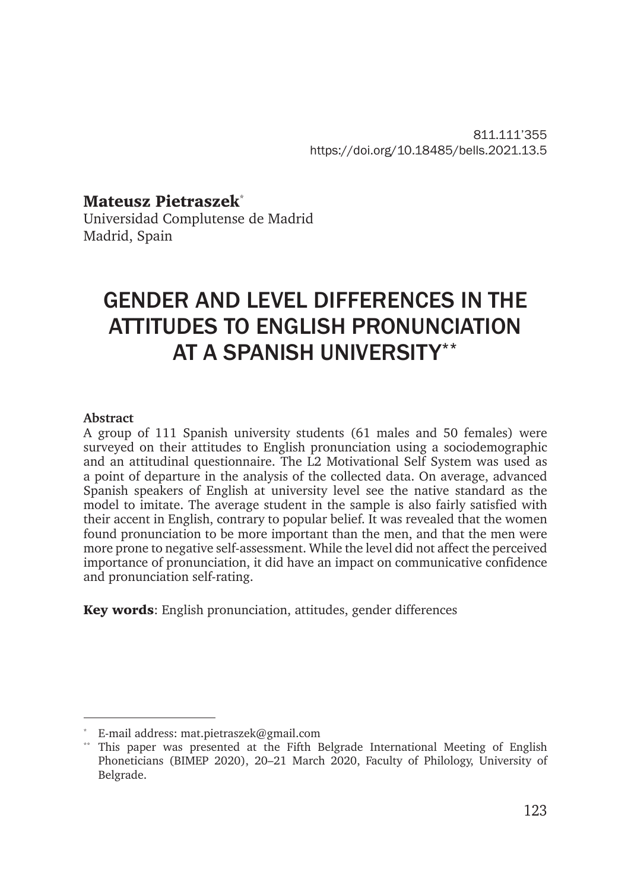811.111'355
https://doi.org/10.18485/bells.2021.13.5

**Mateusz Pietraszek**[*]
Universidad Complutense de Madrid
Madrid, Spain

# GENDER AND LEVEL DIFFERENCES IN THE ATTITUDES TO ENGLISH PRONUNCIATION AT A SPANISH UNIVERSITY[**]

**Abstract**
A group of 111 Spanish university students (61 males and 50 females) were surveyed on their attitudes to English pronunciation using a sociodemographic and an attitudinal questionnaire. The L2 Motivational Self System was used as a point of departure in the analysis of the collected data. On average, advanced Spanish speakers of English at university level see the native standard as the model to imitate. The average student in the sample is also fairly satisfied with their accent in English, contrary to popular belief. It was revealed that the women found pronunciation to be more important than the men, and that the men were more prone to negative self-assessment. While the level did not affect the perceived importance of pronunciation, it did have an impact on communicative confidence and pronunciation self-rating.

**Key words**: English pronunciation, attitudes, gender differences

---

[*] E-mail address: mat.pietraszek@gmail.com

[**] This paper was presented at the Fifth Belgrade International Meeting of English Phoneticians (BIMEP 2020), 20–21 March 2020, Faculty of Philology, University of Belgrade.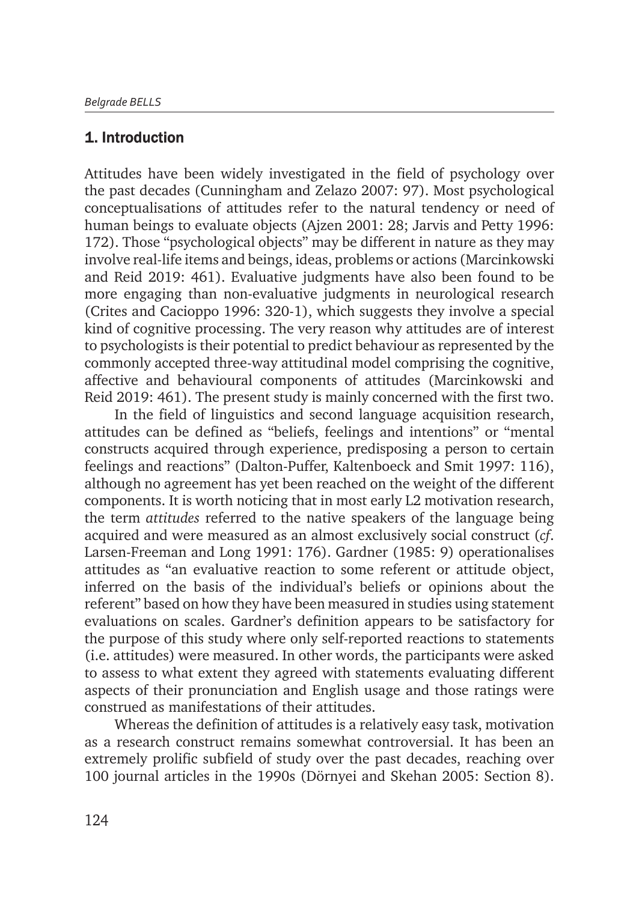## 1. Introduction

Attitudes have been widely investigated in the field of psychology over the past decades (Cunningham and Zelazo 2007: 97). Most psychological conceptualisations of attitudes refer to the natural tendency or need of human beings to evaluate objects (Ajzen 2001: 28; Jarvis and Petty 1996: 172). Those "psychological objects" may be different in nature as they may involve real-life items and beings, ideas, problems or actions (Marcinkowski and Reid 2019: 461). Evaluative judgments have also been found to be more engaging than non-evaluative judgments in neurological research (Crites and Cacioppo 1996: 320-1), which suggests they involve a special kind of cognitive processing. The very reason why attitudes are of interest to psychologists is their potential to predict behaviour as represented by the commonly accepted three-way attitudinal model comprising the cognitive, affective and behavioural components of attitudes (Marcinkowski and Reid 2019: 461). The present study is mainly concerned with the first two.

In the field of linguistics and second language acquisition research, attitudes can be defined as "beliefs, feelings and intentions" or "mental constructs acquired through experience, predisposing a person to certain feelings and reactions" (Dalton-Puffer, Kaltenboeck and Smit 1997: 116), although no agreement has yet been reached on the weight of the different components. It is worth noticing that in most early L2 motivation research, the term *attitudes* referred to the native speakers of the language being acquired and were measured as an almost exclusively social construct (*cf*. Larsen-Freeman and Long 1991: 176). Gardner (1985: 9) operationalises attitudes as "an evaluative reaction to some referent or attitude object, inferred on the basis of the individual's beliefs or opinions about the referent" based on how they have been measured in studies using statement evaluations on scales. Gardner's definition appears to be satisfactory for the purpose of this study where only self-reported reactions to statements (i.e. attitudes) were measured. In other words, the participants were asked to assess to what extent they agreed with statements evaluating different aspects of their pronunciation and English usage and those ratings were construed as manifestations of their attitudes.

Whereas the definition of attitudes is a relatively easy task, motivation as a research construct remains somewhat controversial. It has been an extremely prolific subfield of study over the past decades, reaching over 100 journal articles in the 1990s (Dörnyei and Skehan 2005: Section 8).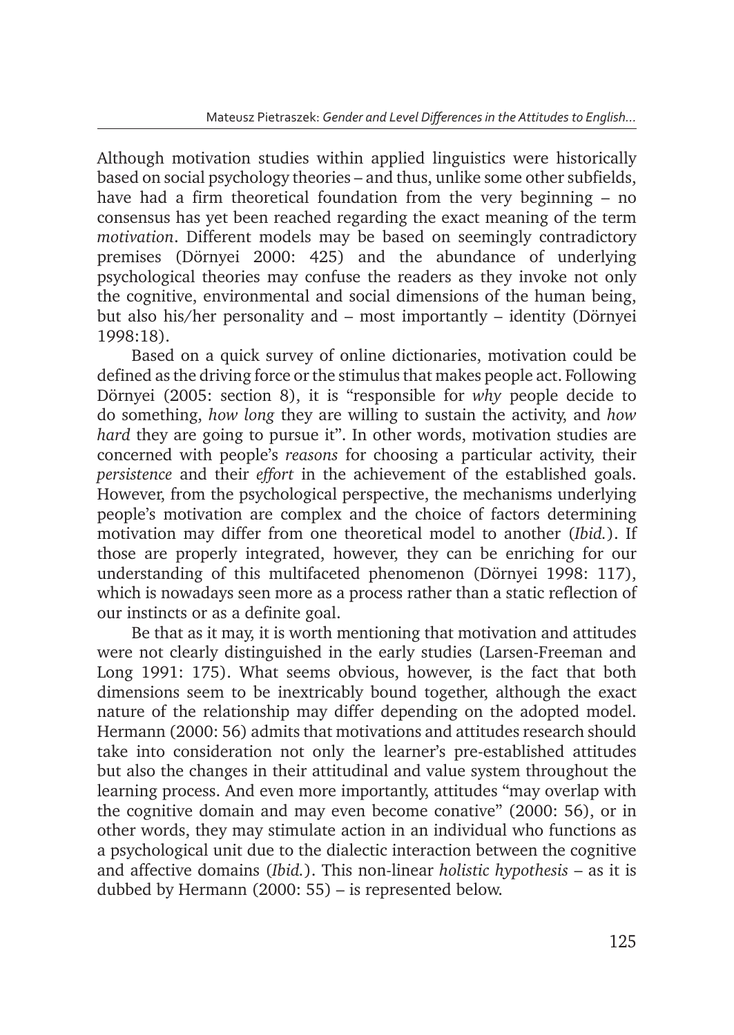Although motivation studies within applied linguistics were historically based on social psychology theories – and thus, unlike some other subfields, have had a firm theoretical foundation from the very beginning – no consensus has yet been reached regarding the exact meaning of the term *motivation*. Different models may be based on seemingly contradictory premises (Dörnyei 2000: 425) and the abundance of underlying psychological theories may confuse the readers as they invoke not only the cognitive, environmental and social dimensions of the human being, but also his/her personality and – most importantly – identity (Dörnyei 1998:18).

Based on a quick survey of online dictionaries, motivation could be defined as the driving force or the stimulus that makes people act. Following Dörnyei (2005: section 8), it is "responsible for *why* people decide to do something, *how long* they are willing to sustain the activity, and *how hard* they are going to pursue it". In other words, motivation studies are concerned with people's *reasons* for choosing a particular activity, their *persistence* and their *effort* in the achievement of the established goals. However, from the psychological perspective, the mechanisms underlying people's motivation are complex and the choice of factors determining motivation may differ from one theoretical model to another (*Ibid.*). If those are properly integrated, however, they can be enriching for our understanding of this multifaceted phenomenon (Dörnyei 1998: 117), which is nowadays seen more as a process rather than a static reflection of our instincts or as a definite goal.

Be that as it may, it is worth mentioning that motivation and attitudes were not clearly distinguished in the early studies (Larsen-Freeman and Long 1991: 175). What seems obvious, however, is the fact that both dimensions seem to be inextricably bound together, although the exact nature of the relationship may differ depending on the adopted model. Hermann (2000: 56) admits that motivations and attitudes research should take into consideration not only the learner's pre-established attitudes but also the changes in their attitudinal and value system throughout the learning process. And even more importantly, attitudes "may overlap with the cognitive domain and may even become conative" (2000: 56), or in other words, they may stimulate action in an individual who functions as a psychological unit due to the dialectic interaction between the cognitive and affective domains (*Ibid.*). This non-linear *holistic hypothesis* – as it is dubbed by Hermann (2000: 55) – is represented below.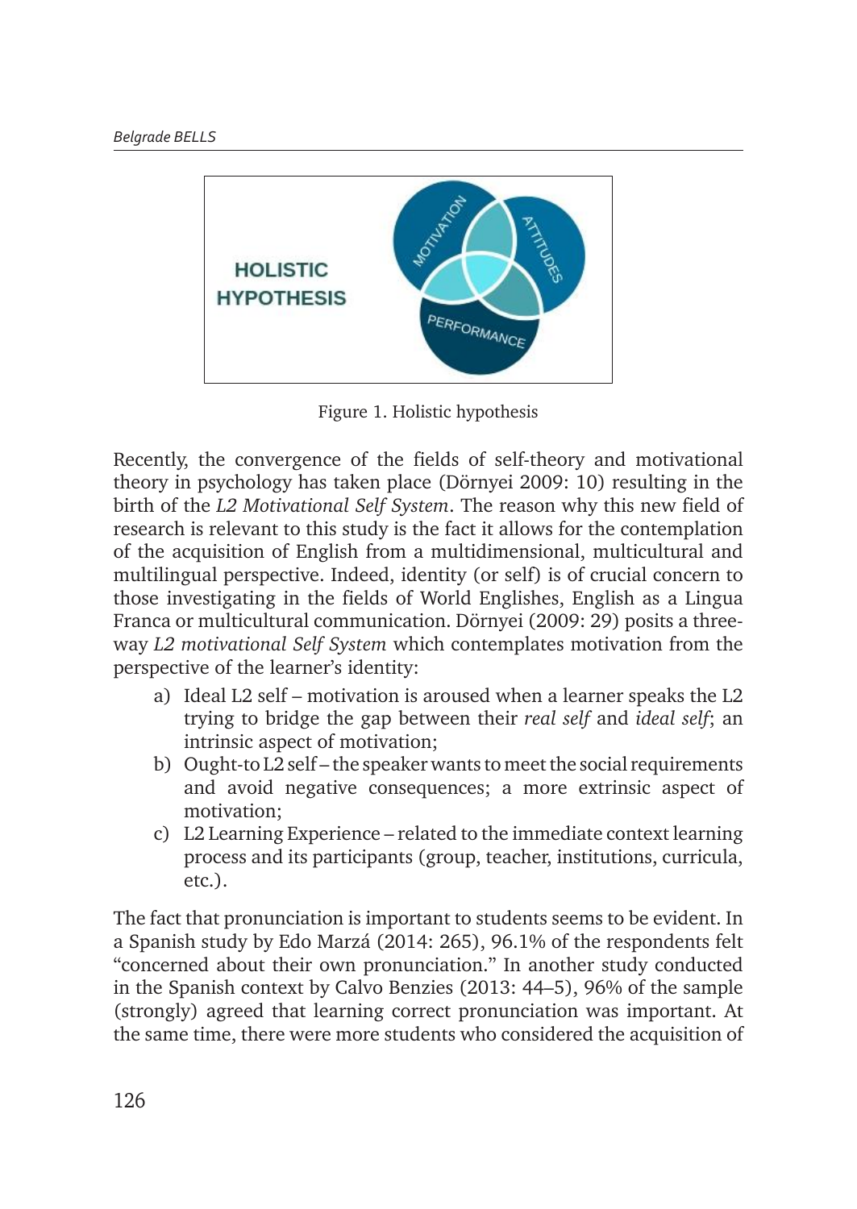Figure 1. Holistic hypothesis

Recently, the convergence of the fields of self-theory and motivational theory in psychology has taken place (Dörnyei 2009: 10) resulting in the birth of the *L2 Motivational Self System*. The reason why this new field of research is relevant to this study is the fact it allows for the contemplation of the acquisition of English from a multidimensional, multicultural and multilingual perspective. Indeed, identity (or self) is of crucial concern to those investigating in the fields of World Englishes, English as a Lingua Franca or multicultural communication. Dörnyei (2009: 29) posits a three-way *L2 motivational Self System* which contemplates motivation from the perspective of the learner's identity:

a) Ideal L2 self – motivation is aroused when a learner speaks the L2 trying to bridge the gap between their *real self* and *ideal self*; an intrinsic aspect of motivation;
b) Ought-to L2 self – the speaker wants to meet the social requirements and avoid negative consequences; a more extrinsic aspect of motivation;
c) L2 Learning Experience – related to the immediate context learning process and its participants (group, teacher, institutions, curricula, etc.).

The fact that pronunciation is important to students seems to be evident. In a Spanish study by Edo Marzá (2014: 265), 96.1% of the respondents felt "concerned about their own pronunciation." In another study conducted in the Spanish context by Calvo Benzies (2013: 44–5), 96% of the sample (strongly) agreed that learning correct pronunciation was important. At the same time, there were more students who considered the acquisition of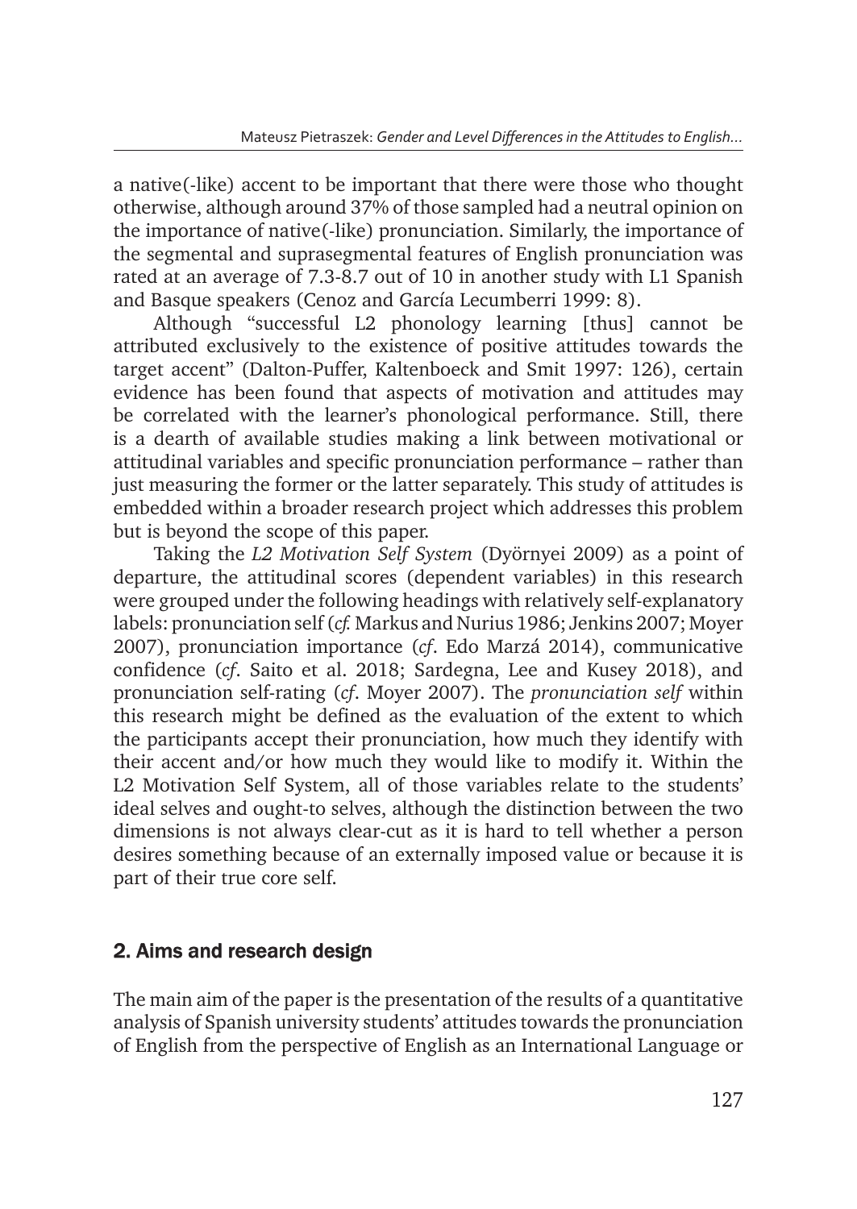a native(-like) accent to be important that there were those who thought otherwise, although around 37% of those sampled had a neutral opinion on the importance of native(-like) pronunciation. Similarly, the importance of the segmental and suprasegmental features of English pronunciation was rated at an average of 7.3-8.7 out of 10 in another study with L1 Spanish and Basque speakers (Cenoz and García Lecumberri 1999: 8).

Although "successful L2 phonology learning [thus] cannot be attributed exclusively to the existence of positive attitudes towards the target accent" (Dalton-Puffer, Kaltenboeck and Smit 1997: 126), certain evidence has been found that aspects of motivation and attitudes may be correlated with the learner's phonological performance. Still, there is a dearth of available studies making a link between motivational or attitudinal variables and specific pronunciation performance – rather than just measuring the former or the latter separately. This study of attitudes is embedded within a broader research project which addresses this problem but is beyond the scope of this paper.

Taking the *L2 Motivation Self System* (Dyörnyei 2009) as a point of departure, the attitudinal scores (dependent variables) in this research were grouped under the following headings with relatively self-explanatory labels: pronunciation self (*cf.* Markus and Nurius 1986; Jenkins 2007; Moyer 2007), pronunciation importance (*cf*. Edo Marzá 2014), communicative confidence (*cf*. Saito et al. 2018; Sardegna, Lee and Kusey 2018), and pronunciation self-rating (*cf*. Moyer 2007). The *pronunciation self* within this research might be defined as the evaluation of the extent to which the participants accept their pronunciation, how much they identify with their accent and/or how much they would like to modify it. Within the L2 Motivation Self System, all of those variables relate to the students' ideal selves and ought-to selves, although the distinction between the two dimensions is not always clear-cut as it is hard to tell whether a person desires something because of an externally imposed value or because it is part of their true core self.

## 2. Aims and research design

The main aim of the paper is the presentation of the results of a quantitative analysis of Spanish university students' attitudes towards the pronunciation of English from the perspective of English as an International Language or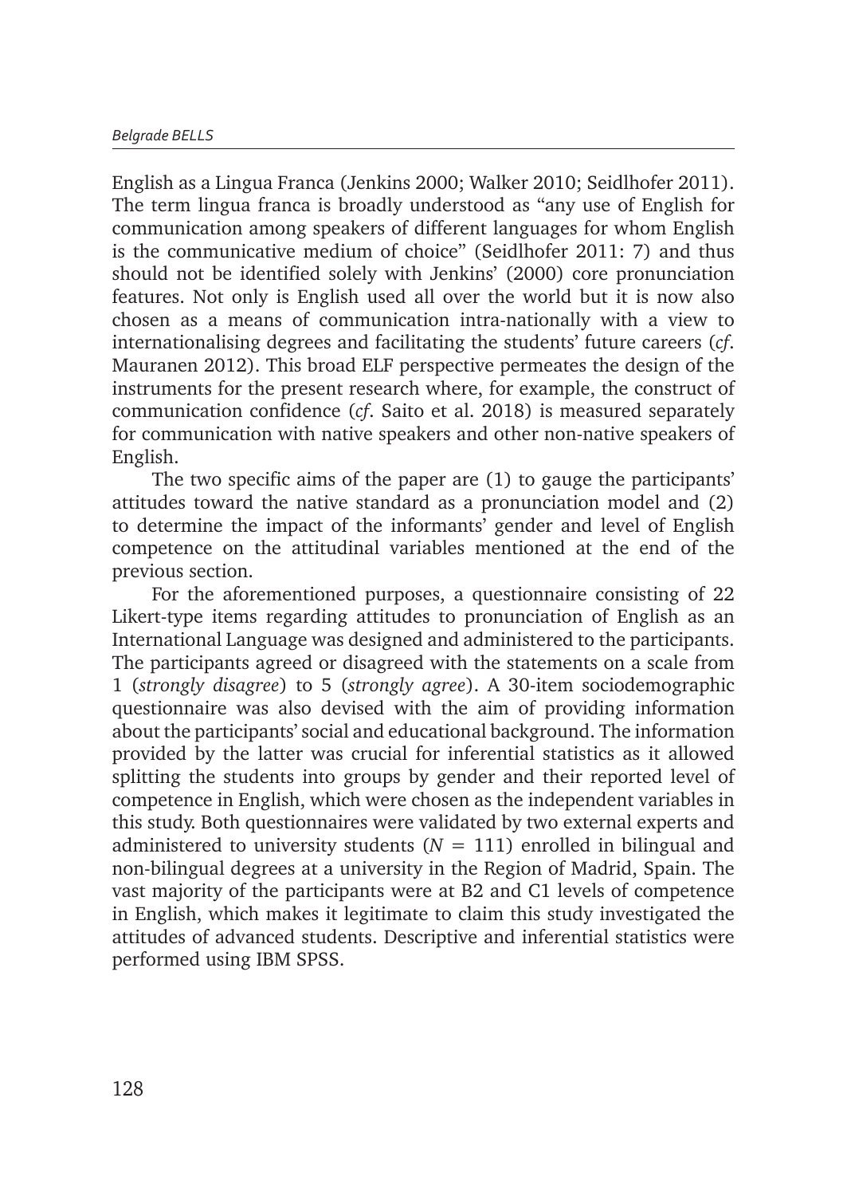English as a Lingua Franca (Jenkins 2000; Walker 2010; Seidlhofer 2011). The term lingua franca is broadly understood as "any use of English for communication among speakers of different languages for whom English is the communicative medium of choice" (Seidlhofer 2011: 7) and thus should not be identified solely with Jenkins' (2000) core pronunciation features. Not only is English used all over the world but it is now also chosen as a means of communication intra-nationally with a view to internationalising degrees and facilitating the students' future careers (*cf*. Mauranen 2012). This broad ELF perspective permeates the design of the instruments for the present research where, for example, the construct of communication confidence (*cf*. Saito et al. 2018) is measured separately for communication with native speakers and other non-native speakers of English.

The two specific aims of the paper are (1) to gauge the participants' attitudes toward the native standard as a pronunciation model and (2) to determine the impact of the informants' gender and level of English competence on the attitudinal variables mentioned at the end of the previous section.

For the aforementioned purposes, a questionnaire consisting of 22 Likert-type items regarding attitudes to pronunciation of English as an International Language was designed and administered to the participants. The participants agreed or disagreed with the statements on a scale from 1 (*strongly disagree*) to 5 (*strongly agree*). A 30-item sociodemographic questionnaire was also devised with the aim of providing information about the participants' social and educational background. The information provided by the latter was crucial for inferential statistics as it allowed splitting the students into groups by gender and their reported level of competence in English, which were chosen as the independent variables in this study. Both questionnaires were validated by two external experts and administered to university students ($N$ = 111) enrolled in bilingual and non-bilingual degrees at a university in the Region of Madrid, Spain. The vast majority of the participants were at B2 and C1 levels of competence in English, which makes it legitimate to claim this study investigated the attitudes of advanced students. Descriptive and inferential statistics were performed using IBM SPSS.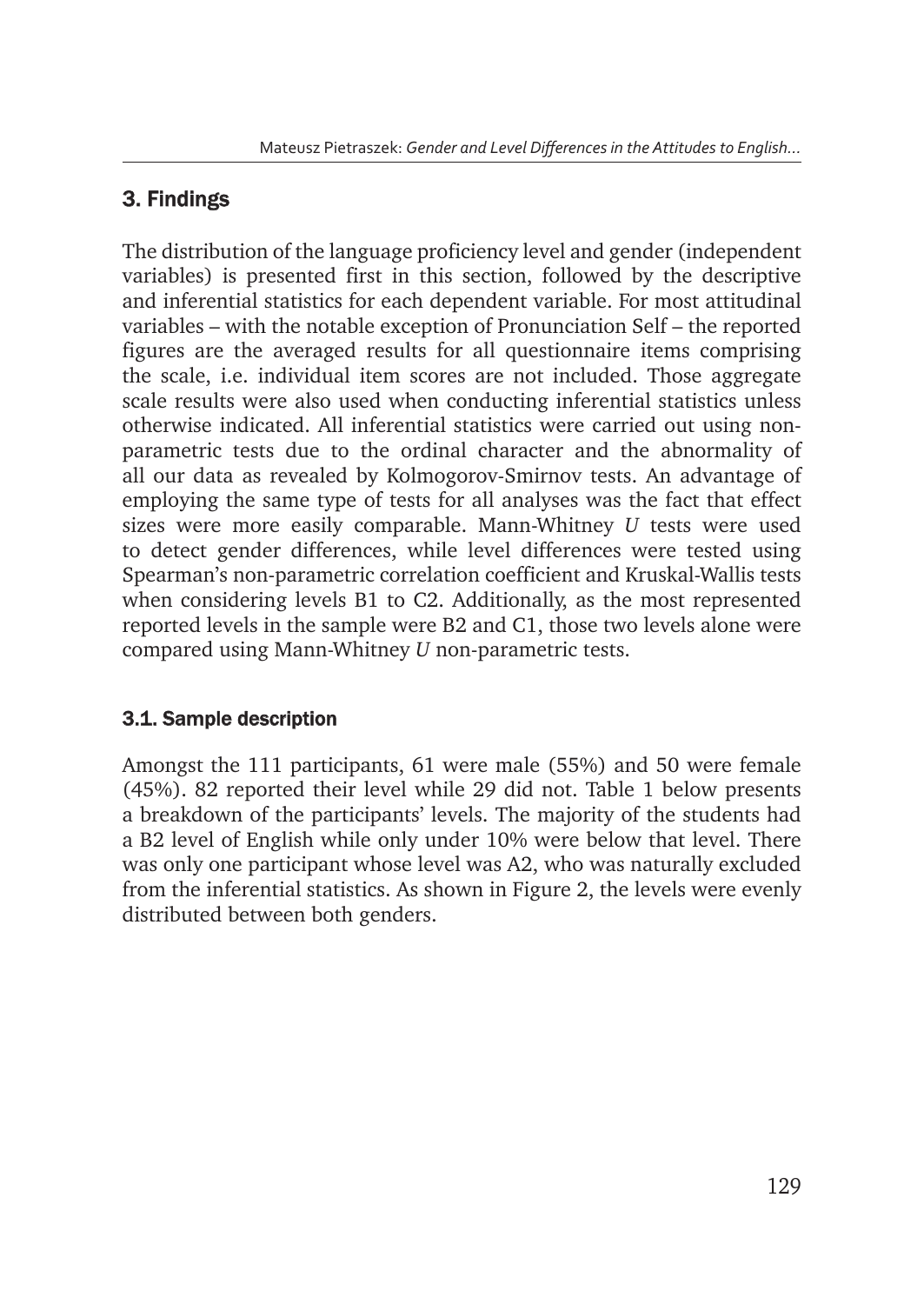## 3. Findings

The distribution of the language proficiency level and gender (independent variables) is presented first in this section, followed by the descriptive and inferential statistics for each dependent variable. For most attitudinal variables – with the notable exception of Pronunciation Self – the reported figures are the averaged results for all questionnaire items comprising the scale, i.e. individual item scores are not included. Those aggregate scale results were also used when conducting inferential statistics unless otherwise indicated. All inferential statistics were carried out using non-parametric tests due to the ordinal character and the abnormality of all our data as revealed by Kolmogorov-Smirnov tests. An advantage of employing the same type of tests for all analyses was the fact that effect sizes were more easily comparable. Mann-Whitney *U* tests were used to detect gender differences, while level differences were tested using Spearman's non-parametric correlation coefficient and Kruskal-Wallis tests when considering levels B1 to C2. Additionally, as the most represented reported levels in the sample were B2 and C1, those two levels alone were compared using Mann-Whitney *U* non-parametric tests.

### 3.1. Sample description

Amongst the 111 participants, 61 were male (55%) and 50 were female (45%). 82 reported their level while 29 did not. Table 1 below presents a breakdown of the participants' levels. The majority of the students had a B2 level of English while only under 10% were below that level. There was only one participant whose level was A2, who was naturally excluded from the inferential statistics. As shown in Figure 2, the levels were evenly distributed between both genders.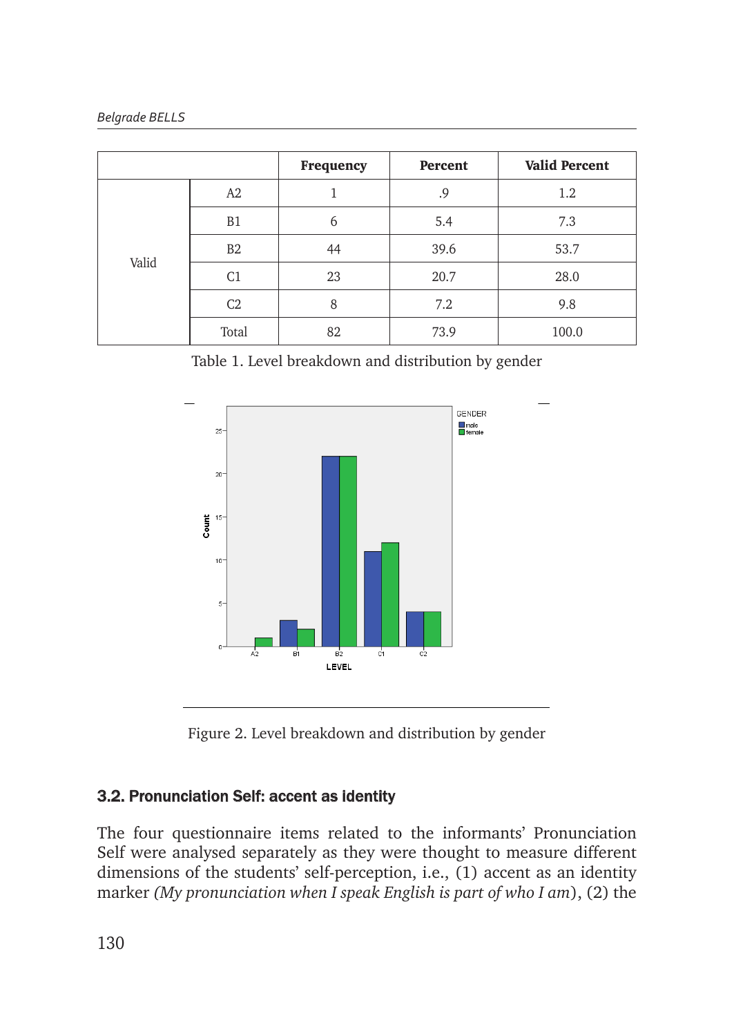| | | Frequency | Percent | Valid Percent |
|---|---|---|---|---|
| Valid | A2 | 1 | .9 | 1.2 |
| | B1 | 6 | 5.4 | 7.3 |
| | B2 | 44 | 39.6 | 53.7 |
| | C1 | 23 | 20.7 | 28.0 |
| | C2 | 8 | 7.2 | 9.8 |
| | Total | 82 | 73.9 | 100.0 |

Table 1. Level breakdown and distribution by gender

Figure 2. Level breakdown and distribution by gender

### 3.2. Pronunciation Self: accent as identity

The four questionnaire items related to the informants' Pronunciation Self were analysed separately as they were thought to measure different dimensions of the students' self-perception, i.e., (1) accent as an identity marker *(My pronunciation when I speak English is part of who I am)*, (2) the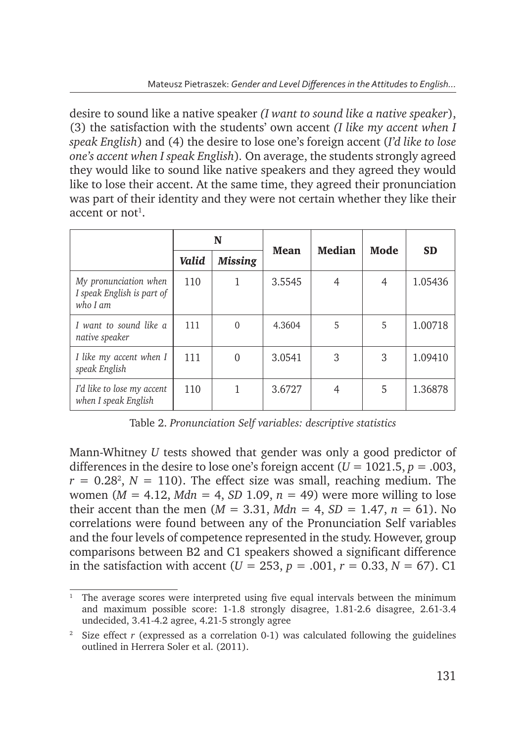desire to sound like a native speaker *(I want to sound like a native speaker*), (3) the satisfaction with the students' own accent *(I like my accent when I speak English*) and (4) the desire to lose one's foreign accent (*I'd like to lose one's accent when I speak English*). On average, the students strongly agreed they would like to sound like native speakers and they agreed they would like to lose their accent. At the same time, they agreed their pronunciation was part of their identity and they were not certain whether they like their accent or not[1].

| | N | | Mean | Median | Mode | SD |
|---|---|---|---|---|---|---|
| | *Valid* | *Missing* | | | | |
| *My pronunciation when I speak English is part of who I am* | 110 | 1 | 3.5545 | 4 | 4 | 1.05436 |
| *I want to sound like a native speaker* | 111 | 0 | 4.3604 | 5 | 5 | 1.00718 |
| *I like my accent when I speak English* | 111 | 0 | 3.0541 | 3 | 3 | 1.09410 |
| *I'd like to lose my accent when I speak English* | 110 | 1 | 3.6727 | 4 | 5 | 1.36878 |

Table 2. *Pronunciation Self variables: descriptive statistics*

Mann-Whitney *U* tests showed that gender was only a good predictor of differences in the desire to lose one's foreign accent ($U = 1021.5$, $p = .003$, $r = 0.28$[2], $N = 110$). The effect size was small, reaching medium. The women ($M = 4.12$, $Mdn = 4$, $SD$ 1.09, $n = 49$) were more willing to lose their accent than the men ($M = 3.31$, $Mdn = 4$, $SD = 1.47$, $n = 61$). No correlations were found between any of the Pronunciation Self variables and the four levels of competence represented in the study. However, group comparisons between B2 and C1 speakers showed a significant difference in the satisfaction with accent ($U = 253$, $p = .001$, $r = 0.33$, $N = 67$). C1

[1] The average scores were interpreted using five equal intervals between the minimum and maximum possible score: 1-1.8 strongly disagree, 1.81-2.6 disagree, 2.61-3.4 undecided, 3.41-4.2 agree, 4.21-5 strongly agree

[2] Size effect *r* (expressed as a correlation 0-1) was calculated following the guidelines outlined in Herrera Soler et al. (2011).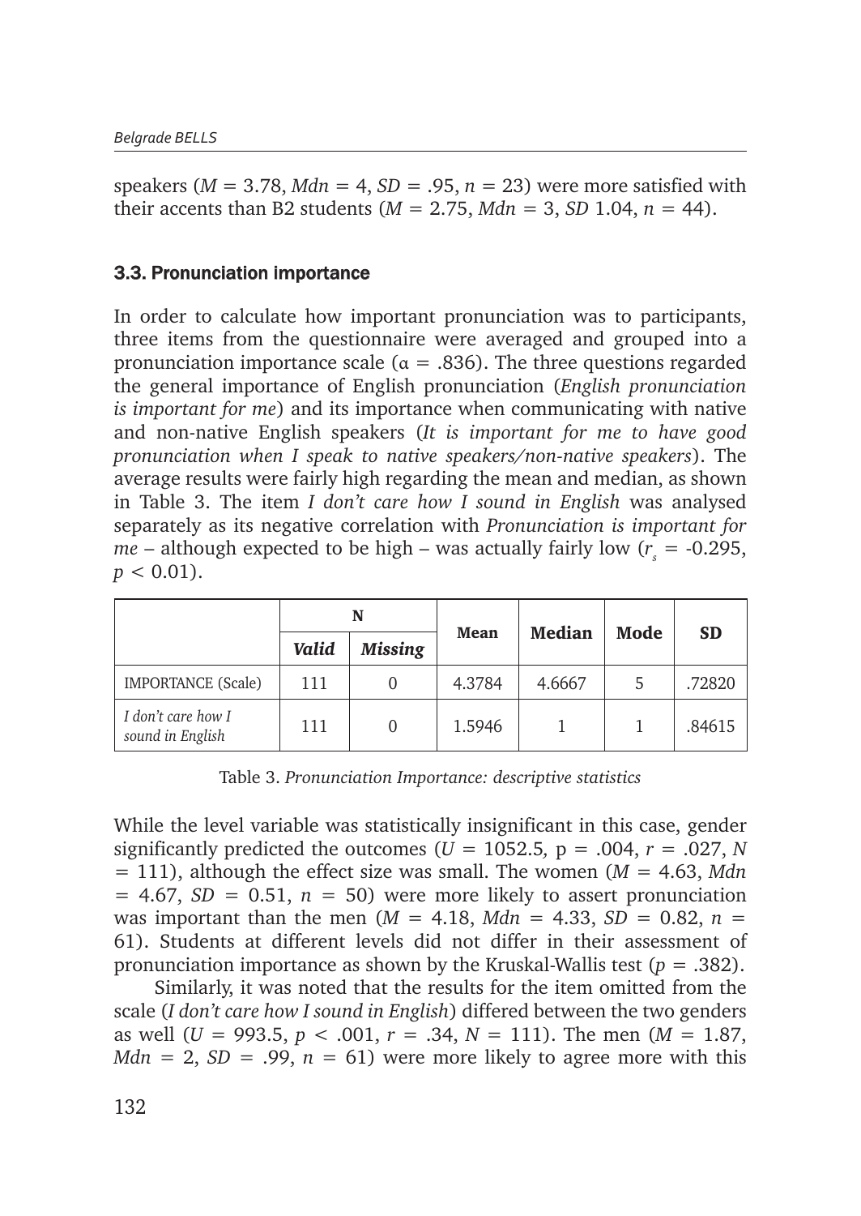speakers (*M* = 3.78, *Mdn* = 4, *SD* = .95, *n* = 23) were more satisfied with their accents than B2 students (*M* = 2.75, *Mdn* = 3, *SD* 1.04, *n* = 44).

### 3.3. Pronunciation importance

In order to calculate how important pronunciation was to participants, three items from the questionnaire were averaged and grouped into a pronunciation importance scale ($\alpha = .836$). The three questions regarded the general importance of English pronunciation (*English pronunciation is important for me*) and its importance when communicating with native and non-native English speakers (*It is important for me to have good pronunciation when I speak to native speakers/non-native speakers*). The average results were fairly high regarding the mean and median, as shown in Table 3. The item *I don't care how I sound in English* was analysed separately as its negative correlation with *Pronunciation is important for me* – although expected to be high – was actually fairly low ($r_s = -0.295$, $p < 0.01$).

| | N | | Mean | Median | Mode | SD |
|---|---|---|---|---|---|---|
| | *Valid* | *Missing* | | | | |
| IMPORTANCE (Scale) | 111 | 0 | 4.3784 | 4.6667 | 5 | .72820 |
| *I don't care how I sound in English* | 111 | 0 | 1.5946 | 1 | 1 | .84615 |

Table 3. *Pronunciation Importance: descriptive statistics*

While the level variable was statistically insignificant in this case, gender significantly predicted the outcomes ($U = 1052.5$, $p = .004$, $r = .027$, $N = 111$), although the effect size was small. The women ($M = 4.63$, $Mdn = 4.67$, $SD = 0.51$, $n = 50$) were more likely to assert pronunciation was important than the men ($M = 4.18$, $Mdn = 4.33$, $SD = 0.82$, $n = 61$). Students at different levels did not differ in their assessment of pronunciation importance as shown by the Kruskal-Wallis test ($p = .382$).

Similarly, it was noted that the results for the item omitted from the scale (*I don't care how I sound in English*) differed between the two genders as well ($U = 993.5$, $p < .001$, $r = .34$, $N = 111$). The men ($M = 1.87$, $Mdn = 2$, $SD = .99$, $n = 61$) were more likely to agree more with this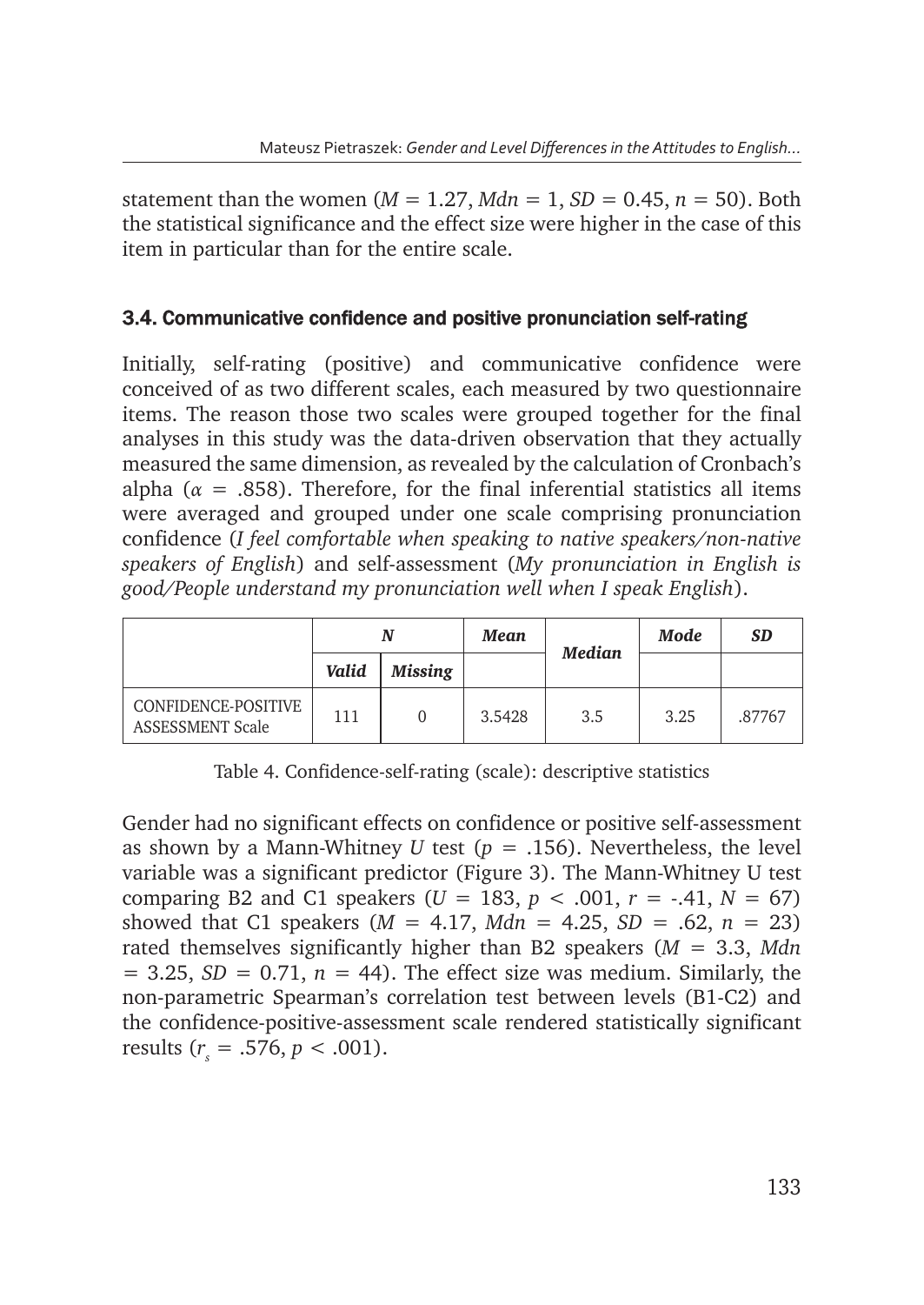statement than the women ($M$ = 1.27, $Mdn$ = 1, $SD$ = 0.45, $n$ = 50). Both the statistical significance and the effect size were higher in the case of this item in particular than for the entire scale.

### 3.4. Communicative confidence and positive pronunciation self-rating

Initially, self-rating (positive) and communicative confidence were conceived of as two different scales, each measured by two questionnaire items. The reason those two scales were grouped together for the final analyses in this study was the data-driven observation that they actually measured the same dimension, as revealed by the calculation of Cronbach's alpha ($\alpha$ = .858). Therefore, for the final inferential statistics all items were averaged and grouped under one scale comprising pronunciation confidence (*I feel comfortable when speaking to native speakers/non-native speakers of English*) and self-assessment (*My pronunciation in English is good/People understand my pronunciation well when I speak English*).

| | ***N*** | | ***Mean*** | ***Median*** | ***Mode*** | ***SD*** |
|---|---|---|---|---|---|---|
| | ***Valid*** | ***Missing*** | | | | |
| CONFIDENCE-POSITIVE ASSESSMENT Scale | 111 | 0 | 3.5428 | 3.5 | 3.25 | .87767 |

Table 4. Confidence-self-rating (scale): descriptive statistics

Gender had no significant effects on confidence or positive self-assessment as shown by a Mann-Whitney $U$ test ($p$ = .156). Nevertheless, the level variable was a significant predictor (Figure 3). The Mann-Whitney U test comparing B2 and C1 speakers ($U$ = 183, $p$ < .001, $r$ = -.41, $N$ = 67) showed that C1 speakers ($M$ = 4.17, $Mdn$ = 4.25, $SD$ = .62, $n$ = 23) rated themselves significantly higher than B2 speakers ($M$ = 3.3, $Mdn$ = 3.25, $SD$ = 0.71, $n$ = 44). The effect size was medium. Similarly, the non-parametric Spearman's correlation test between levels (B1-C2) and the confidence-positive-assessment scale rendered statistically significant results ($r_s$ = .576, $p$ < .001).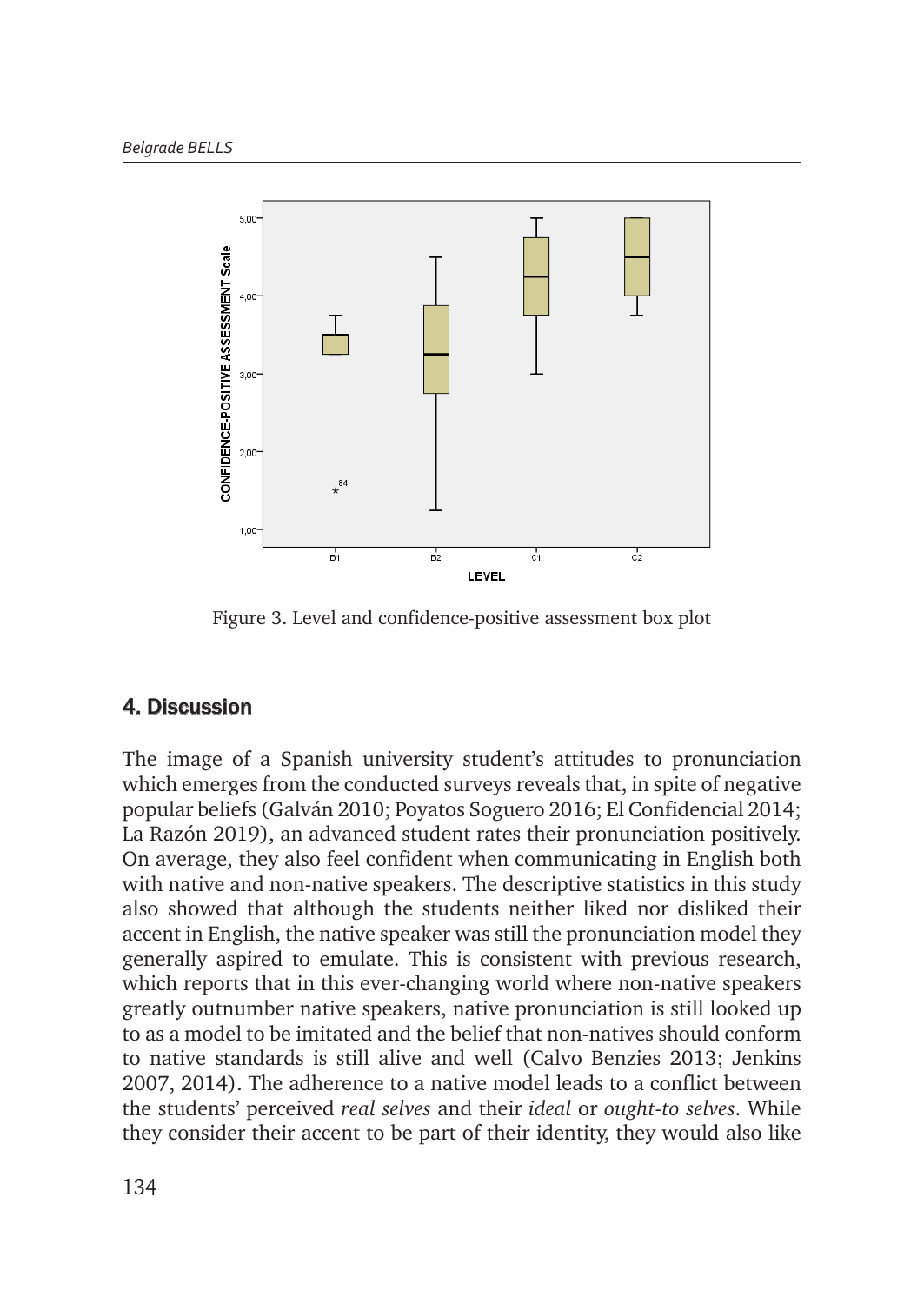Figure 3. Level and confidence-positive assessment box plot

## 4. Discussion

The image of a Spanish university student's attitudes to pronunciation which emerges from the conducted surveys reveals that, in spite of negative popular beliefs (Galván 2010; Poyatos Soguero 2016; El Confidencial 2014; La Razón 2019), an advanced student rates their pronunciation positively. On average, they also feel confident when communicating in English both with native and non-native speakers. The descriptive statistics in this study also showed that although the students neither liked nor disliked their accent in English, the native speaker was still the pronunciation model they generally aspired to emulate. This is consistent with previous research, which reports that in this ever-changing world where non-native speakers greatly outnumber native speakers, native pronunciation is still looked up to as a model to be imitated and the belief that non-natives should conform to native standards is still alive and well (Calvo Benzies 2013; Jenkins 2007, 2014). The adherence to a native model leads to a conflict between the students' perceived *real selves* and their *ideal* or *ought-to selves*. While they consider their accent to be part of their identity, they would also like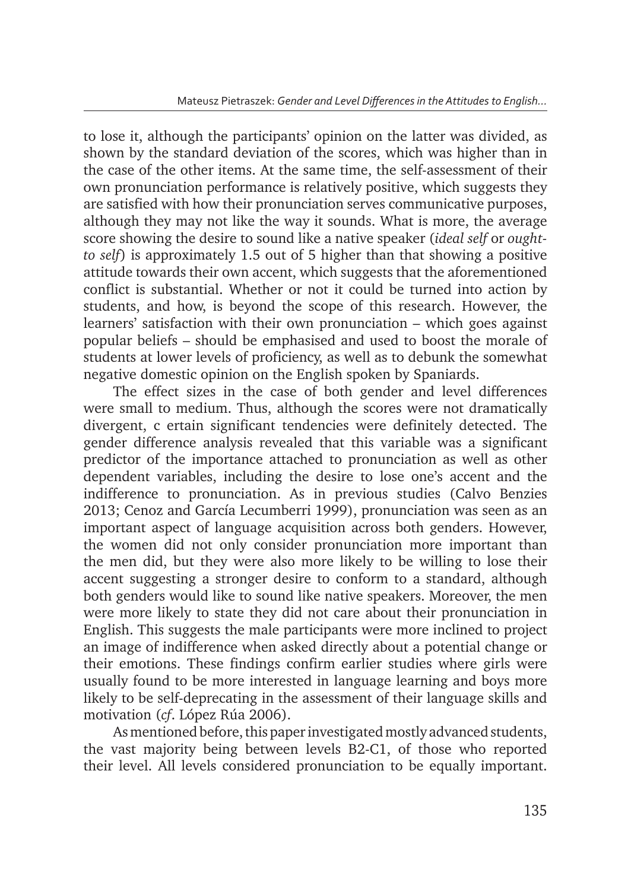to lose it, although the participants' opinion on the latter was divided, as shown by the standard deviation of the scores, which was higher than in the case of the other items. At the same time, the self-assessment of their own pronunciation performance is relatively positive, which suggests they are satisfied with how their pronunciation serves communicative purposes, although they may not like the way it sounds. What is more, the average score showing the desire to sound like a native speaker (*ideal self* or *ought-to self*) is approximately 1.5 out of 5 higher than that showing a positive attitude towards their own accent, which suggests that the aforementioned conflict is substantial. Whether or not it could be turned into action by students, and how, is beyond the scope of this research. However, the learners' satisfaction with their own pronunciation – which goes against popular beliefs – should be emphasised and used to boost the morale of students at lower levels of proficiency, as well as to debunk the somewhat negative domestic opinion on the English spoken by Spaniards.

The effect sizes in the case of both gender and level differences were small to medium. Thus, although the scores were not dramatically divergent, c ertain significant tendencies were definitely detected. The gender difference analysis revealed that this variable was a significant predictor of the importance attached to pronunciation as well as other dependent variables, including the desire to lose one's accent and the indifference to pronunciation. As in previous studies (Calvo Benzies 2013; Cenoz and García Lecumberri 1999), pronunciation was seen as an important aspect of language acquisition across both genders. However, the women did not only consider pronunciation more important than the men did, but they were also more likely to be willing to lose their accent suggesting a stronger desire to conform to a standard, although both genders would like to sound like native speakers. Moreover, the men were more likely to state they did not care about their pronunciation in English. This suggests the male participants were more inclined to project an image of indifference when asked directly about a potential change or their emotions. These findings confirm earlier studies where girls were usually found to be more interested in language learning and boys more likely to be self-deprecating in the assessment of their language skills and motivation (*cf*. López Rúa 2006).

As mentioned before, this paper investigated mostly advanced students, the vast majority being between levels B2-C1, of those who reported their level. All levels considered pronunciation to be equally important.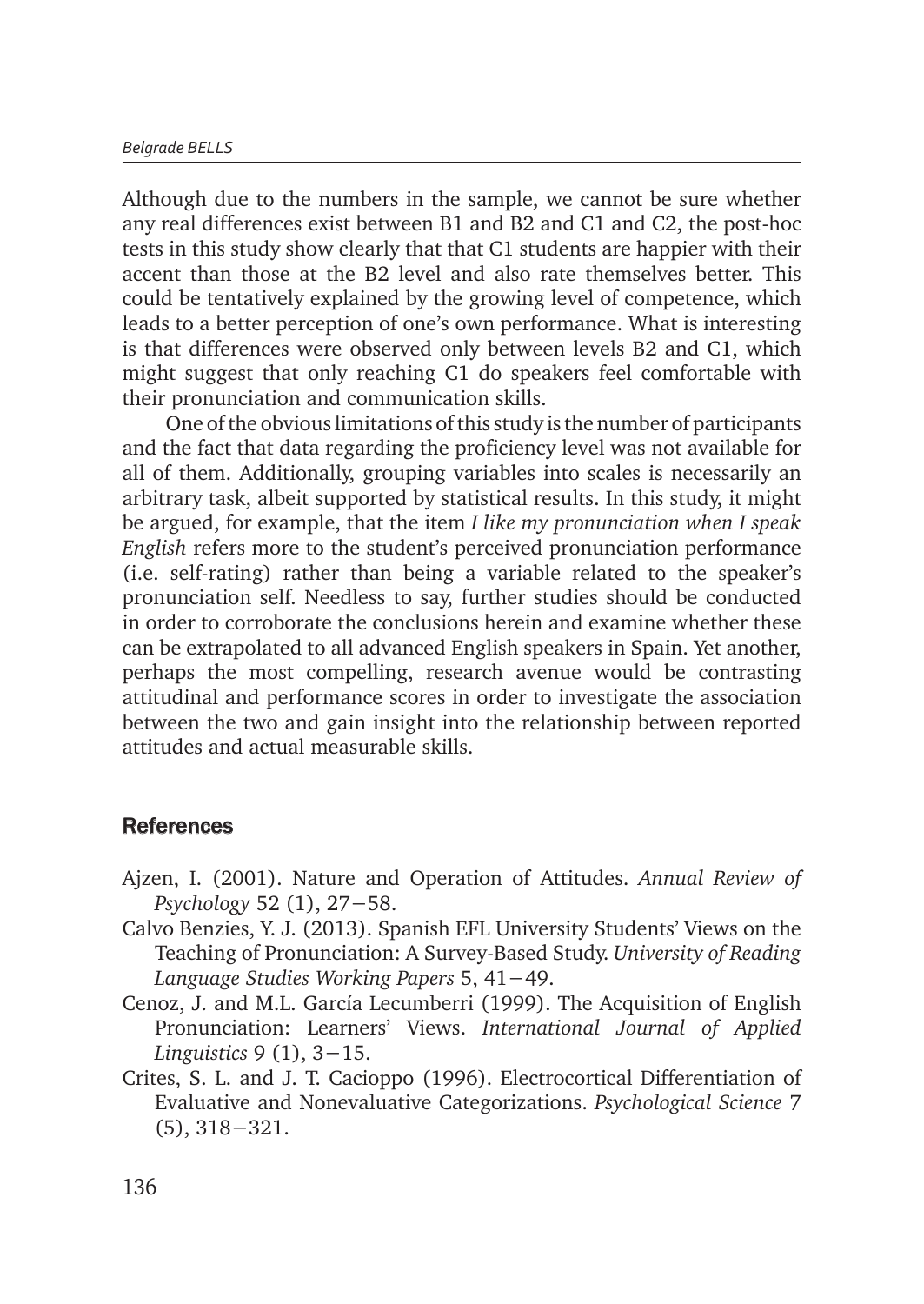Although due to the numbers in the sample, we cannot be sure whether any real differences exist between B1 and B2 and C1 and C2, the post-hoc tests in this study show clearly that that C1 students are happier with their accent than those at the B2 level and also rate themselves better. This could be tentatively explained by the growing level of competence, which leads to a better perception of one's own performance. What is interesting is that differences were observed only between levels B2 and C1, which might suggest that only reaching C1 do speakers feel comfortable with their pronunciation and communication skills.

One of the obvious limitations of this study is the number of participants and the fact that data regarding the proficiency level was not available for all of them. Additionally, grouping variables into scales is necessarily an arbitrary task, albeit supported by statistical results. In this study, it might be argued, for example, that the item *I like my pronunciation when I speak English* refers more to the student's perceived pronunciation performance (i.e. self-rating) rather than being a variable related to the speaker's pronunciation self. Needless to say, further studies should be conducted in order to corroborate the conclusions herein and examine whether these can be extrapolated to all advanced English speakers in Spain. Yet another, perhaps the most compelling, research avenue would be contrasting attitudinal and performance scores in order to investigate the association between the two and gain insight into the relationship between reported attitudes and actual measurable skills.

## References

Ajzen, I. (2001). Nature and Operation of Attitudes. *Annual Review of Psychology* 52 (1), 27−58.

Calvo Benzies, Y. J. (2013). Spanish EFL University Students' Views on the Teaching of Pronunciation: A Survey-Based Study. *University of Reading Language Studies Working Papers* 5, 41−49.

Cenoz, J. and M.L. García Lecumberri (1999). The Acquisition of English Pronunciation: Learners' Views. *International Journal of Applied Linguistics* 9 (1), 3−15.

Crites, S. L. and J. T. Cacioppo (1996). Electrocortical Differentiation of Evaluative and Nonevaluative Categorizations. *Psychological Science* 7 (5), 318−321.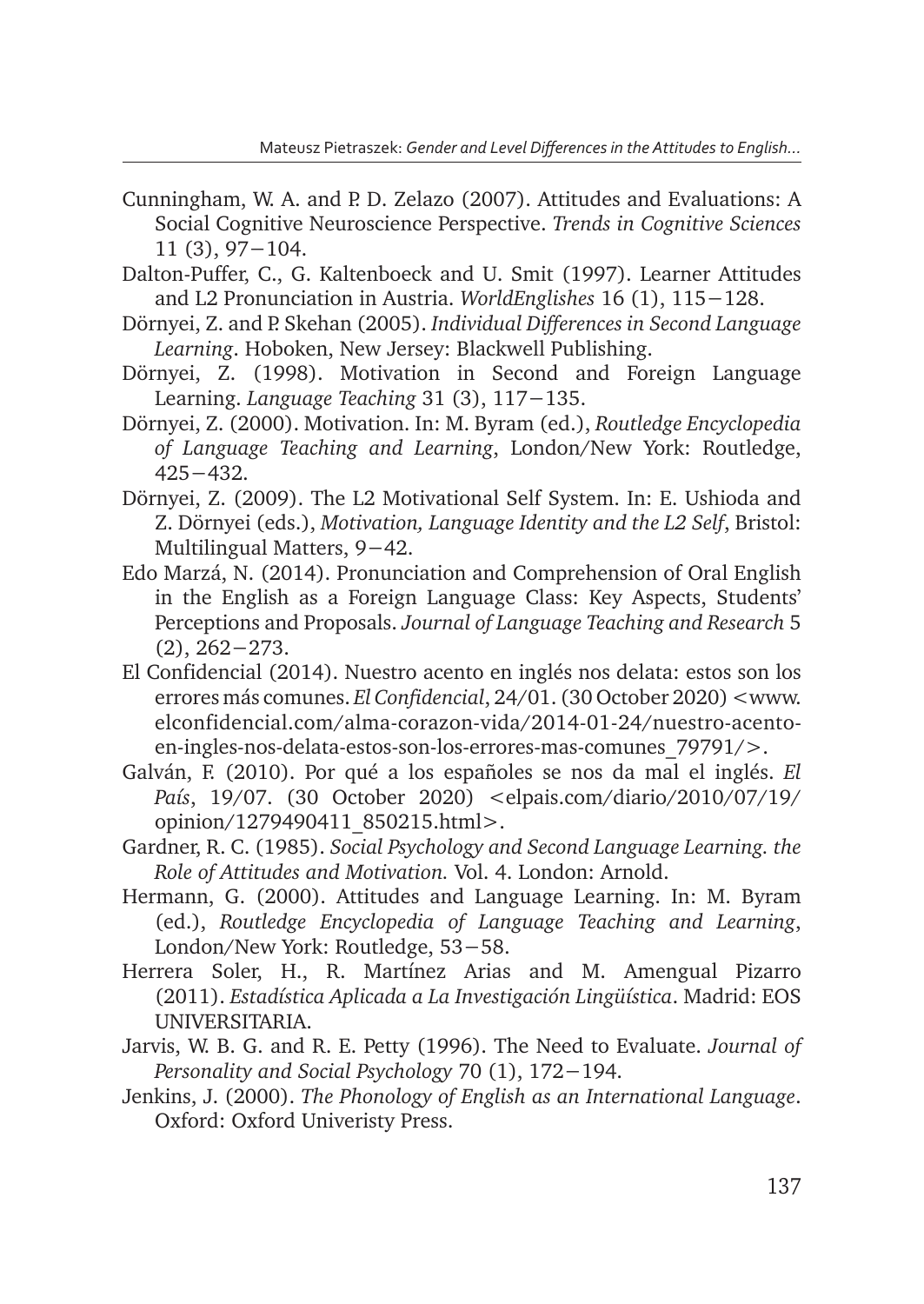Cunningham, W. A. and P. D. Zelazo (2007). Attitudes and Evaluations: A Social Cognitive Neuroscience Perspective. *Trends in Cognitive Sciences* 11 (3), 97−104.

Dalton-Puffer, C., G. Kaltenboeck and U. Smit (1997). Learner Attitudes and L2 Pronunciation in Austria. *WorldEnglishes* 16 (1), 115−128.

Dörnyei, Z. and P. Skehan (2005). *Individual Differences in Second Language Learning*. Hoboken, New Jersey: Blackwell Publishing.

Dörnyei, Z. (1998). Motivation in Second and Foreign Language Learning. *Language Teaching* 31 (3), 117−135.

Dörnyei, Z. (2000). Motivation. In: M. Byram (ed.), *Routledge Encyclopedia of Language Teaching and Learning*, London/New York: Routledge, 425−432.

Dörnyei, Z. (2009). The L2 Motivational Self System. In: E. Ushioda and Z. Dörnyei (eds.), *Motivation, Language Identity and the L2 Self*, Bristol: Multilingual Matters, 9−42.

Edo Marzá, N. (2014). Pronunciation and Comprehension of Oral English in the English as a Foreign Language Class: Key Aspects, Students' Perceptions and Proposals. *Journal of Language Teaching and Research* 5 (2), 262−273.

El Confidencial (2014). Nuestro acento en inglés nos delata: estos son los errores más comunes. *El Confidencial*, 24/01. (30 October 2020) <www.elconfidencial.com/alma-corazon-vida/2014-01-24/nuestro-acento-en-ingles-nos-delata-estos-son-los-errores-mas-comunes_79791/>.

Galván, F. (2010). Por qué a los españoles se nos da mal el inglés. *El País*, 19/07. (30 October 2020) <elpais.com/diario/2010/07/19/opinion/1279490411_850215.html>.

Gardner, R. C. (1985). *Social Psychology and Second Language Learning. the Role of Attitudes and Motivation.* Vol. 4. London: Arnold.

Hermann, G. (2000). Attitudes and Language Learning. In: M. Byram (ed.), *Routledge Encyclopedia of Language Teaching and Learning*, London/New York: Routledge, 53−58.

Herrera Soler, H., R. Martínez Arias and M. Amengual Pizarro (2011). *Estadística Aplicada a La Investigación Lingüística*. Madrid: EOS UNIVERSITARIA.

Jarvis, W. B. G. and R. E. Petty (1996). The Need to Evaluate. *Journal of Personality and Social Psychology* 70 (1), 172−194.

Jenkins, J. (2000). *The Phonology of English as an International Language*. Oxford: Oxford Univeristy Press.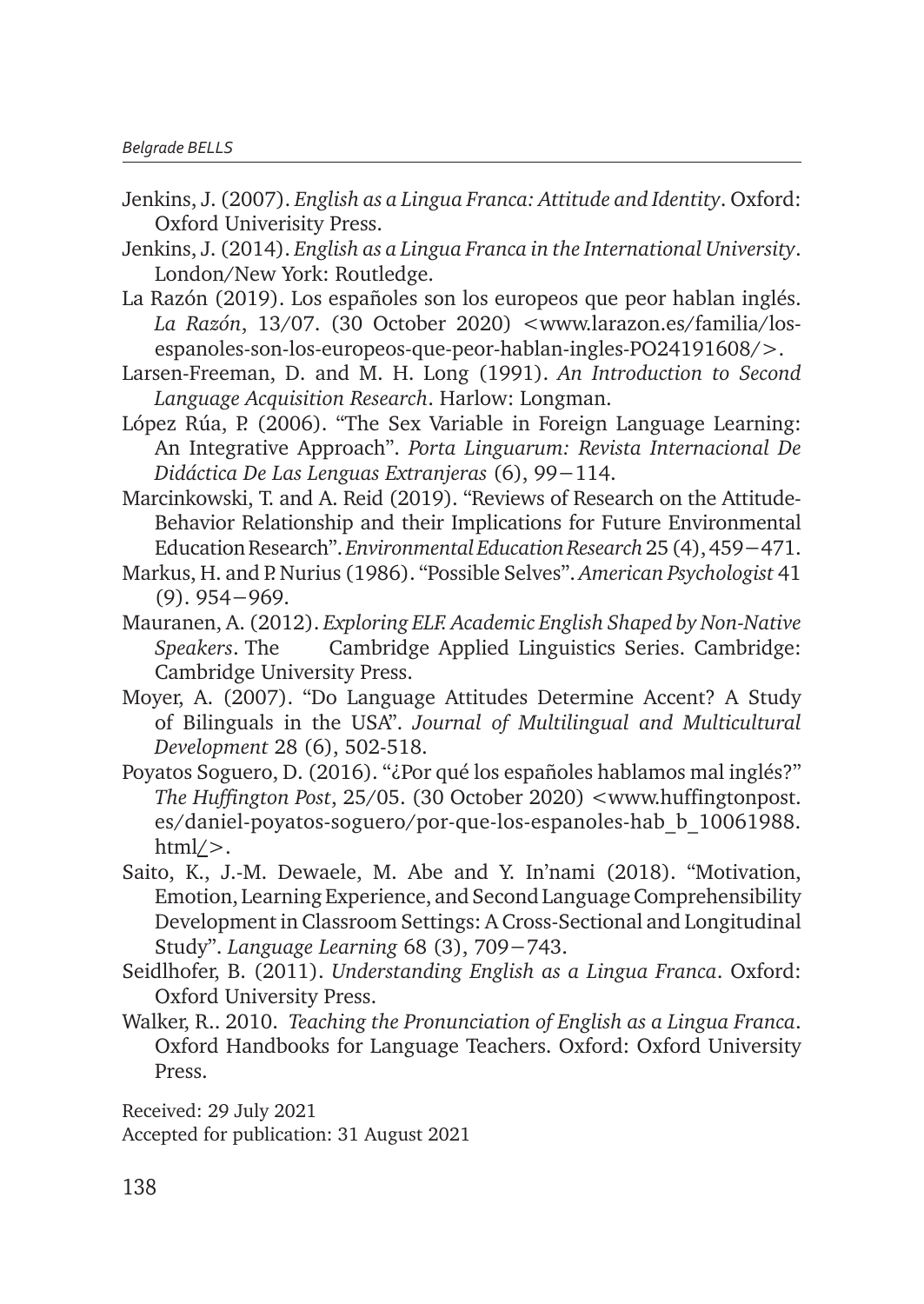Jenkins, J. (2007). *English as a Lingua Franca: Attitude and Identity*. Oxford: Oxford Univerisity Press.

Jenkins, J. (2014). *English as a Lingua Franca in the International University*. London/New York: Routledge.

La Razón (2019). Los españoles son los europeos que peor hablan inglés. *La Razón*, 13/07. (30 October 2020) <www.larazon.es/familia/los-espanoles-son-los-europeos-que-peor-hablan-ingles-PO24191608/>.

Larsen-Freeman, D. and M. H. Long (1991). *An Introduction to Second Language Acquisition Research*. Harlow: Longman.

López Rúa, P. (2006). "The Sex Variable in Foreign Language Learning: An Integrative Approach". *Porta Linguarum: Revista Internacional De Didáctica De Las Lenguas Extranjeras* (6), 99−114.

Marcinkowski, T. and A. Reid (2019). "Reviews of Research on the Attitude-Behavior Relationship and their Implications for Future Environmental Education Research". *Environmental Education Research* 25 (4), 459−471.

Markus, H. and P. Nurius (1986). "Possible Selves". *American Psychologist* 41 (9). 954−969.

Mauranen, A. (2012). *Exploring ELF. Academic English Shaped by Non-Native Speakers*. The Cambridge Applied Linguistics Series. Cambridge: Cambridge University Press.

Moyer, A. (2007). "Do Language Attitudes Determine Accent? A Study of Bilinguals in the USA". *Journal of Multilingual and Multicultural Development* 28 (6), 502-518.

Poyatos Soguero, D. (2016). "¿Por qué los españoles hablamos mal inglés?" *The Huffington Post*, 25/05. (30 October 2020) <www.huffingtonpost.es/daniel-poyatos-soguero/por-que-los-espanoles-hab_b_10061988.html/>.

Saito, K., J.-M. Dewaele, M. Abe and Y. In'nami (2018). "Motivation, Emotion, Learning Experience, and Second Language Comprehensibility Development in Classroom Settings: A Cross-Sectional and Longitudinal Study". *Language Learning* 68 (3), 709−743.

Seidlhofer, B. (2011). *Understanding English as a Lingua Franca*. Oxford: Oxford University Press.

Walker, R.. 2010. *Teaching the Pronunciation of English as a Lingua Franca*. Oxford Handbooks for Language Teachers. Oxford: Oxford University Press.

Received: 29 July 2021
Accepted for publication: 31 August 2021